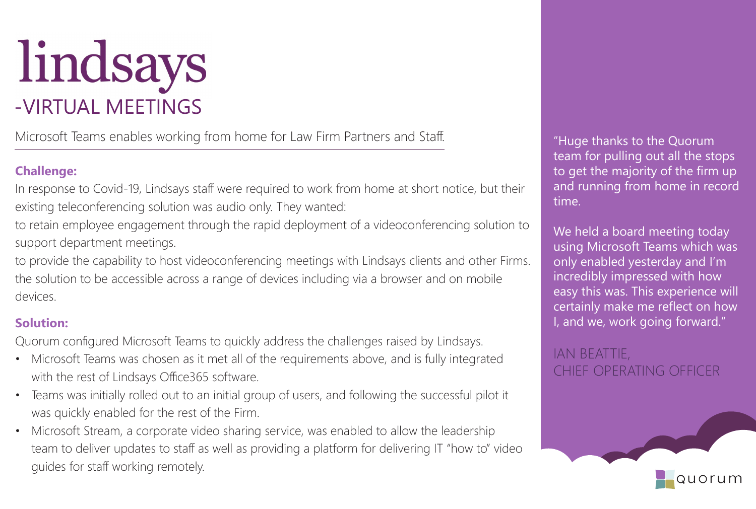# lindsays

## -VIRTUAL MEETINGS

Microsoft Teams enables working from home for Law Firm Partners and Staff.

**Challenge:**

In response to Covid-19, Lindsays staff were required to work from home at short notice, but their existing teleconferencing solution was audio only. They wanted:

to retain employee engagement through the rapid deployment of a videoconferencing solution to support department meetings.

to provide the capability to host videoconferencing meetings with Lindsays clients and other Firms.

the solution to be accessible across a range of devices including via a browser and on mobile devices.

**Solution:**

Quorum configured Microsoft Teams to quickly address the challenges raised by Lindsays.

- Microsoft Teams was chosen as it met all of the requirements above, and is fully integrated with the rest of Lindsays Office365 software.
- Teams was initially rolled out to an initial group of users, and following the successful pilot it was quickly enabled for the rest of the Firm.
- Microsoft Stream, a corporate video sharing service, was enabled to allow the leadership team to deliver updates to staff as well as providing a platform for delivering IT "how to" video guides for staff working remotely.

"Huge thanks to the Quorum team for pulling out all the stops to get the majority of the firm up and running from home in record time.

We held a board meeting today using Microsoft Teams which was only enabled yesterday and I'm incredibly impressed with how easy this was. This experience will certainly make me reflect on how I, and we, work going forward."

IAN BEATTIE,
CHIEF OPERATING OFFICER

quorum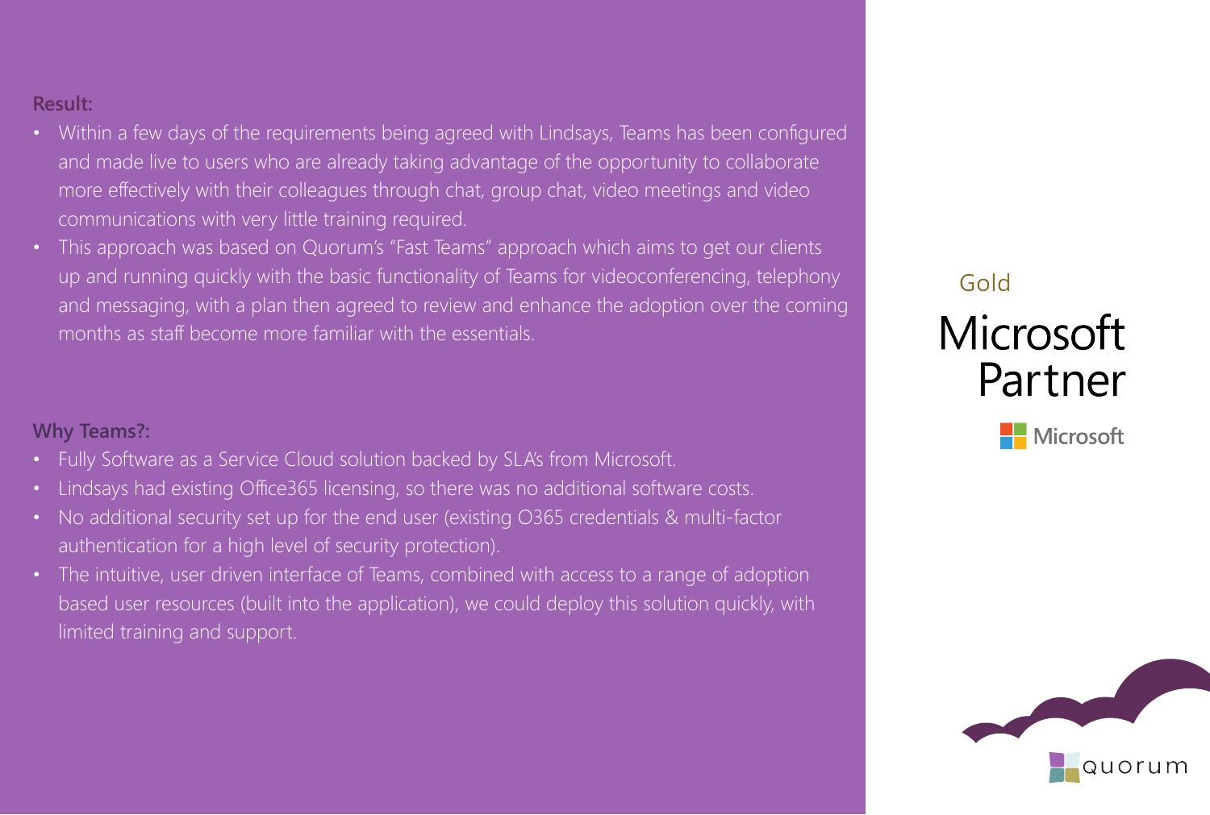**Result:**

- Within a few days of the requirements being agreed with Lindsays, Teams has been configured and made live to users who are already taking advantage of the opportunity to collaborate more effectively with their colleagues through chat, group chat, video meetings and video communications with very little training required.
- This approach was based on Quorum's "Fast Teams" approach which aims to get our clients up and running quickly with the basic functionality of Teams for videoconferencing, telephony and messaging, with a plan then agreed to review and enhance the adoption over the coming months as staff become more familiar with the essentials.

**Why Teams?:**

- Fully Software as a Service Cloud solution backed by SLA's from Microsoft.
- Lindsays had existing Office365 licensing, so there was no additional software costs.
- No additional security set up for the end user (existing O365 credentials & multi-factor authentication for a high level of security protection).
- The intuitive, user driven interface of Teams, combined with access to a range of adoption based user resources (built into the application), we could deploy this solution quickly, with limited training and support.

Gold
Microsoft
Partner
Microsoft

quorum